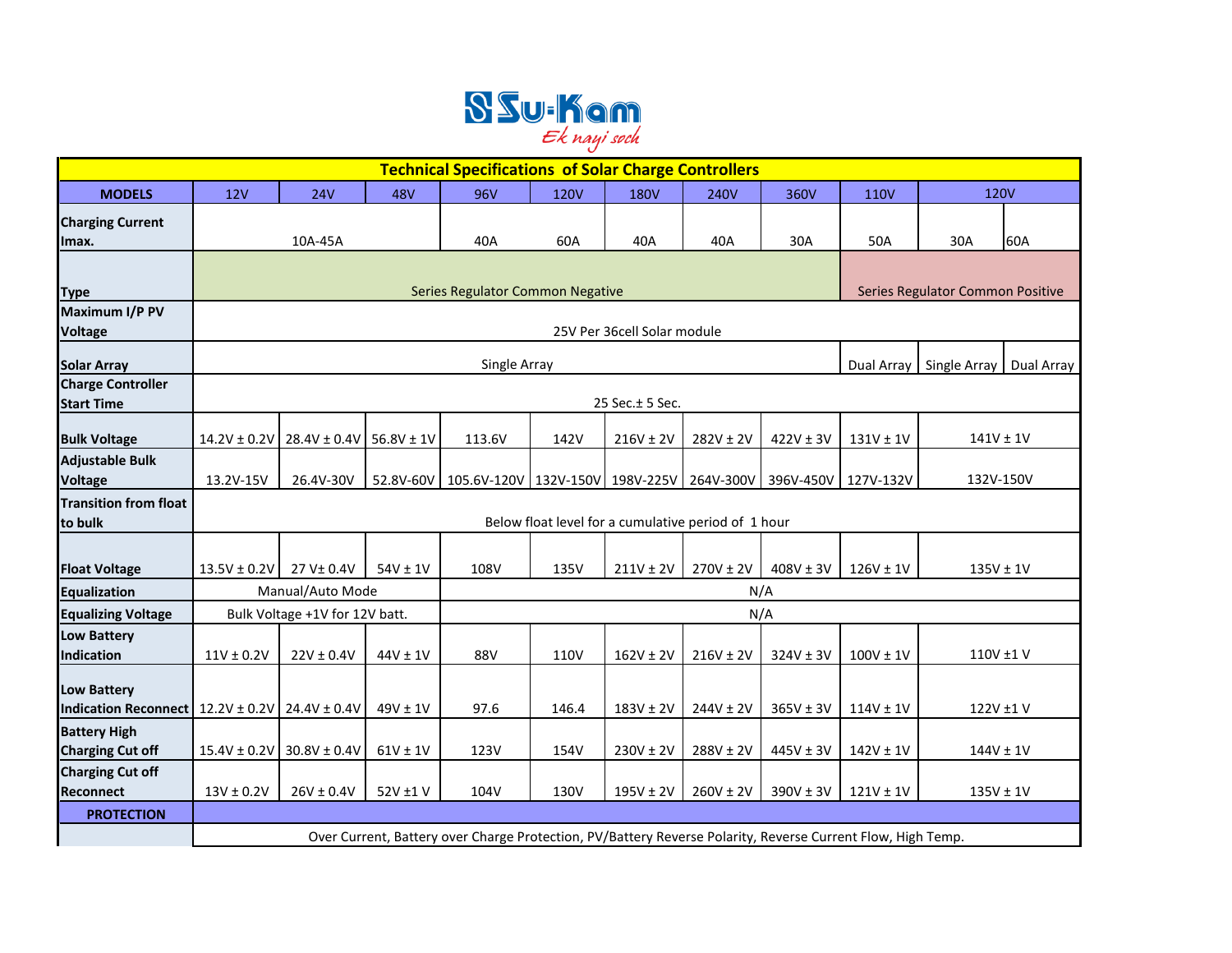Su-Kam

*Ek nayi soch*

| Technical Specifications of Solar Charge Controllers | | | | | | | | | | | |
|---|---|---|---|---|---|---|---|---|---|---|---|
| **MODELS** | 12V | 24V | 48V | 96V | 120V | 180V | 240V | 360V | 110V | 120V | |
| **Charging Current Imax.** | 10A-45A | | | 40A | 60A | 40A | 40A | 30A | 50A | 30A | 60A |
| **Type** | Series Regulator Common Negative | | | | | | | | Series Regulator Common Positive | | |
| **Maximum I/P PV Voltage** | 25V Per 36cell Solar module | | | | | | | | | | |
| **Solar Array** | Single Array | | | | | | | | Dual Array | Single Array | Dual Array |
| **Charge Controller Start Time** | 25 Sec.± 5 Sec. | | | | | | | | | | |
| **Bulk Voltage** | 14.2V ± 0.2V | 28.4V ± 0.4V | 56.8V ± 1V | 113.6V | 142V | 216V ± 2V | 282V ± 2V | 422V ± 3V | 131V ± 1V | 141V ± 1V | |
| **Adjustable Bulk Voltage** | 13.2V-15V | 26.4V-30V | 52.8V-60V | 105.6V-120V | 132V-150V | 198V-225V | 264V-300V | 396V-450V | 127V-132V | 132V-150V | |
| **Transition from float to bulk** | Below float level for a cumulative period of 1 hour | | | | | | | | | | |
| **Float Voltage** | 13.5V ± 0.2V | 27 V± 0.4V | 54V ± 1V | 108V | 135V | 211V ± 2V | 270V ± 2V | 408V ± 3V | 126V ± 1V | 135V ± 1V | |
| **Equalization** | Manual/Auto Mode | | | N/A | | | | | | | |
| **Equalizing Voltage** | Bulk Voltage +1V for 12V batt. | | | N/A | | | | | | | |
| **Low Battery Indication** | 11V ± 0.2V | 22V ± 0.4V | 44V ± 1V | 88V | 110V | 162V ± 2V | 216V ± 2V | 324V ± 3V | 100V ± 1V | 110V ±1 V | |
| **Low Battery Indication Reconnect** | 12.2V ± 0.2V | 24.4V ± 0.4V | 49V ± 1V | 97.6 | 146.4 | 183V ± 2V | 244V ± 2V | 365V ± 3V | 114V ± 1V | 122V ±1 V | |
| **Battery High Charging Cut off** | 15.4V ± 0.2V | 30.8V ± 0.4V | 61V ± 1V | 123V | 154V | 230V ± 2V | 288V ± 2V | 445V ± 3V | 142V ± 1V | 144V ± 1V | |
| **Charging Cut off Reconnect** | 13V ± 0.2V | 26V ± 0.4V | 52V ±1 V | 104V | 130V | 195V ± 2V | 260V ± 2V | 390V ± 3V | 121V ± 1V | 135V ± 1V | |
| **PROTECTION** | | | | | | | | | | | |
| | Over Current, Battery over Charge Protection, PV/Battery Reverse Polarity, Reverse Current Flow, High Temp. | | | | | | | | | | |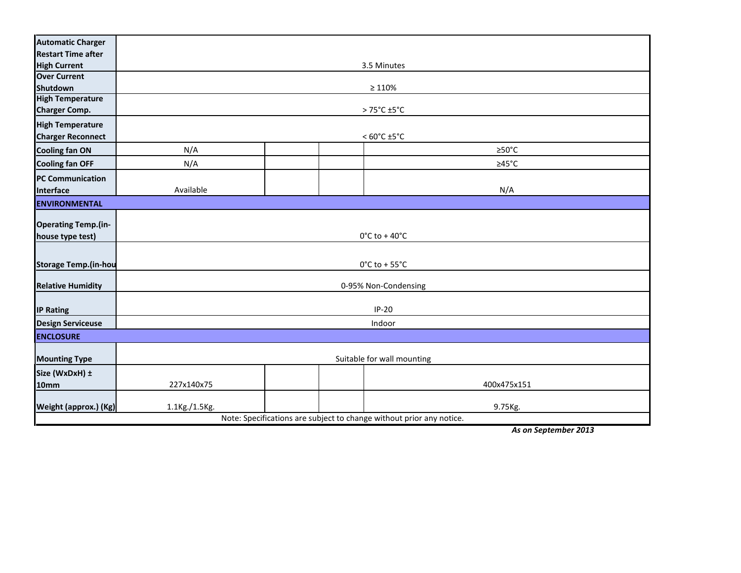| | | | | |
|---|---|---|---|---|
| **Automatic Charger Restart Time after High Current** | 3.5 Minutes | | | |
| **Over Current Shutdown** | ≥ 110% | | | |
| **High Temperature Charger Comp.** | > 75°C ±5°C | | | |
| **High Temperature Charger Reconnect** | < 60°C ±5°C | | | |
| **Cooling fan ON** | N/A | | | ≥50°C |
| **Cooling fan OFF** | N/A | | | ≥45°C |
| **PC Communication Interface** | Available | | | N/A |
| **ENVIRONMENTAL** | | | | |
| **Operating Temp.(in-house type test)** | 0°C to + 40°C | | | |
| **Storage Temp.(in-hou** | 0°C to + 55°C | | | |
| **Relative Humidity** | 0-95% Non-Condensing | | | |
| **IP Rating** | IP-20 | | | |
| **Design Serviceuse** | Indoor | | | |
| **ENCLOSURE** | | | | |
| **Mounting Type** | Suitable for wall mounting | | | |
| **Size (WxDxH) ± 10mm** | 227x140x75 | | | 400x475x151 |
| **Weight (approx.) (Kg)** | 1.1Kg./1.5Kg. | | | 9.75Kg. |

Note: Specifications are subject to change without prior any notice.

***As on September 2013***